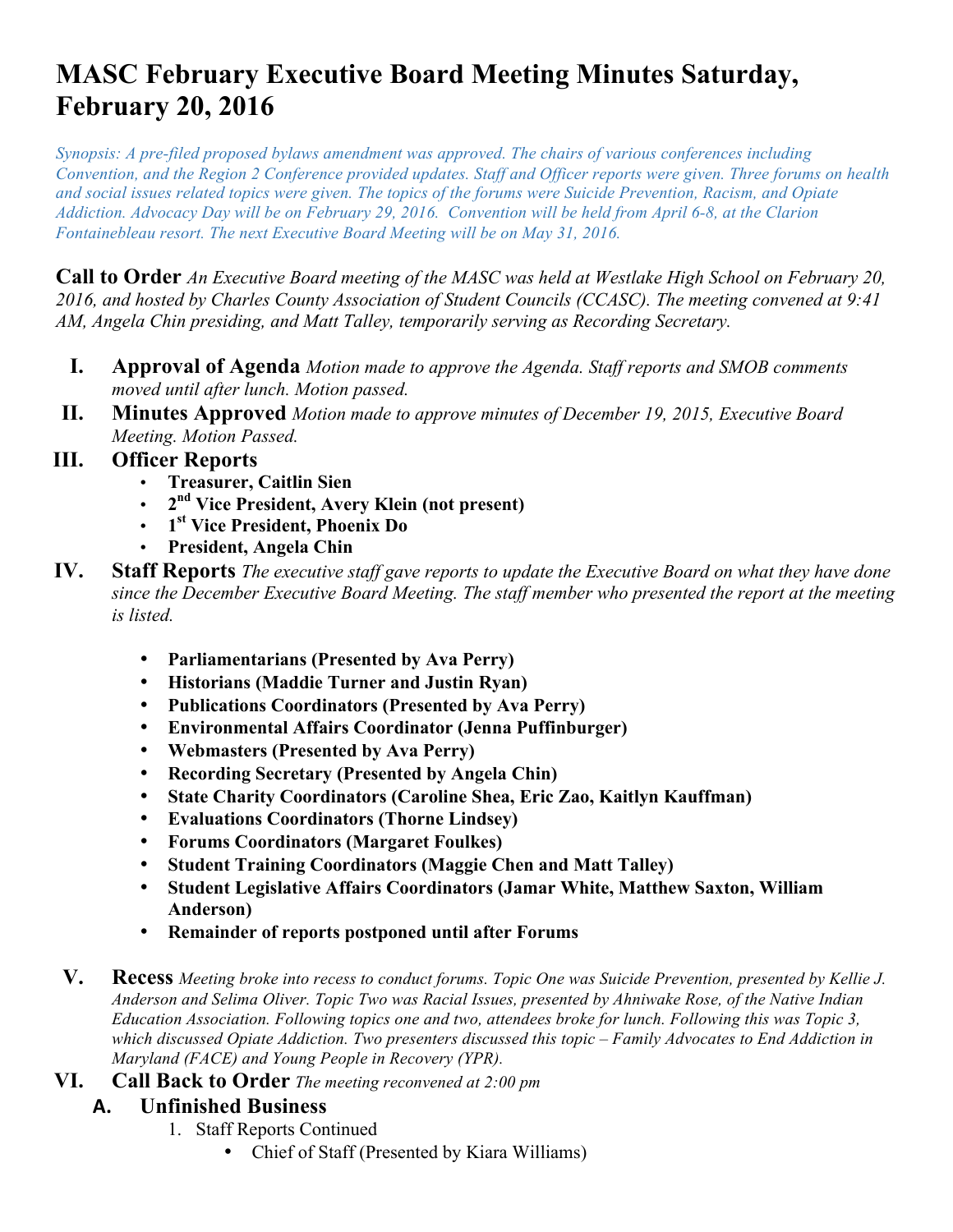# MASC February Executive Board Meeting Minutes Saturday, February 20, 2016

*Synopsis: A pre-filed proposed bylaws amendment was approved. The chairs of various conferences including Convention, and the Region 2 Conference provided updates. Staff and Officer reports were given. Three forums on health and social issues related topics were given. The topics of the forums were Suicide Prevention, Racism, and Opiate Addiction. Advocacy Day will be on February 29, 2016. Convention will be held from April 6-8, at the Clarion Fontainebleau resort. The next Executive Board Meeting will be on May 31, 2016.*

**Call to Order** *An Executive Board meeting of the MASC was held at Westlake High School on February 20, 2016, and hosted by Charles County Association of Student Councils (CCASC). The meeting convened at 9:41 AM, Angela Chin presiding, and Matt Talley, temporarily serving as Recording Secretary.*

I. **Approval of Agenda** *Motion made to approve the Agenda. Staff reports and SMOB comments moved until after lunch. Motion passed.*

II. **Minutes Approved** *Motion made to approve minutes of December 19, 2015, Executive Board Meeting. Motion Passed.*

III. **Officer Reports**
   - **Treasurer, Caitlin Sien**
   - **2nd Vice President, Avery Klein (not present)**
   - **1st Vice President, Phoenix Do**
   - **President, Angela Chin**

IV. **Staff Reports** *The executive staff gave reports to update the Executive Board on what they have done since the December Executive Board Meeting. The staff member who presented the report at the meeting is listed.*
   - **Parliamentarians (Presented by Ava Perry)**
   - **Historians (Maddie Turner and Justin Ryan)**
   - **Publications Coordinators (Presented by Ava Perry)**
   - **Environmental Affairs Coordinator (Jenna Puffinburger)**
   - **Webmasters (Presented by Ava Perry)**
   - **Recording Secretary (Presented by Angela Chin)**
   - **State Charity Coordinators (Caroline Shea, Eric Zao, Kaitlyn Kauffman)**
   - **Evaluations Coordinators (Thorne Lindsey)**
   - **Forums Coordinators (Margaret Foulkes)**
   - **Student Training Coordinators (Maggie Chen and Matt Talley)**
   - **Student Legislative Affairs Coordinators (Jamar White, Matthew Saxton, William Anderson)**
   - **Remainder of reports postponed until after Forums**

V. **Recess** *Meeting broke into recess to conduct forums. Topic One was Suicide Prevention, presented by Kellie J. Anderson and Selima Oliver. Topic Two was Racial Issues, presented by Ahniwake Rose, of the Native Indian Education Association. Following topics one and two, attendees broke for lunch. Following this was Topic 3, which discussed Opiate Addiction. Two presenters discussed this topic – Family Advocates to End Addiction in Maryland (FACE) and Young People in Recovery (YPR).*

VI. **Call Back to Order** *The meeting reconvened at 2:00 pm*

   A. **Unfinished Business**
      1. Staff Reports Continued
         - Chief of Staff (Presented by Kiara Williams)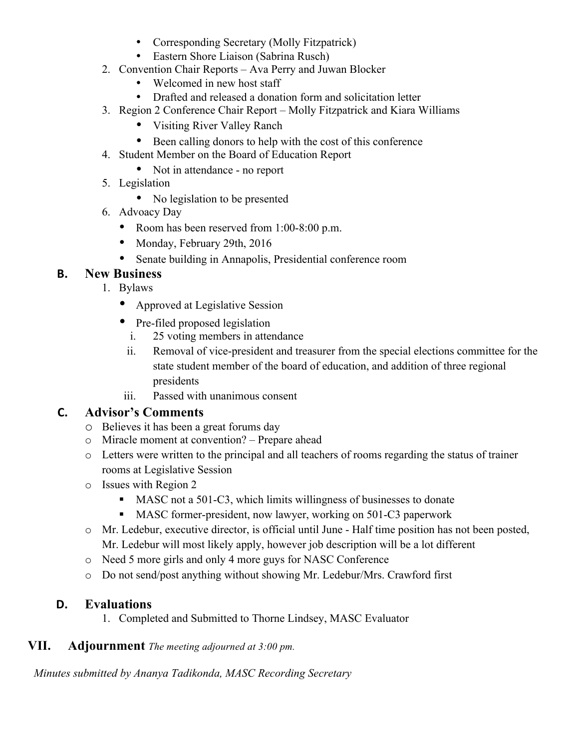- Corresponding Secretary (Molly Fitzpatrick)
- Eastern Shore Liaison (Sabrina Rusch)

2. Convention Chair Reports – Ava Perry and Juwan Blocker
   - Welcomed in new host staff
   - Drafted and released a donation form and solicitation letter
3. Region 2 Conference Chair Report – Molly Fitzpatrick and Kiara Williams
   - Visiting River Valley Ranch
   - Been calling donors to help with the cost of this conference
4. Student Member on the Board of Education Report
   - Not in attendance - no report
5. Legislation
   - No legislation to be presented
6. Advoacy Day
   - Room has been reserved from 1:00-8:00 p.m.
   - Monday, February 29th, 2016
   - Senate building in Annapolis, Presidential conference room

### B. New Business

1. Bylaws
   - Approved at Legislative Session
   - Pre-filed proposed legislation
     i. 25 voting members in attendance
     ii. Removal of vice-president and treasurer from the special elections committee for the state student member of the board of education, and addition of three regional presidents
     iii. Passed with unanimous consent

### C. Advisor's Comments

- Believes it has been a great forums day
- Miracle moment at convention? – Prepare ahead
- Letters were written to the principal and all teachers of rooms regarding the status of trainer rooms at Legislative Session
- Issues with Region 2
  - MASC not a 501-C3, which limits willingness of businesses to donate
  - MASC former-president, now lawyer, working on 501-C3 paperwork
- Mr. Ledebur, executive director, is official until June - Half time position has not been posted, Mr. Ledebur will most likely apply, however job description will be a lot different
- Need 5 more girls and only 4 more guys for NASC Conference
- Do not send/post anything without showing Mr. Ledebur/Mrs. Crawford first

### D. Evaluations

1. Completed and Submitted to Thorne Lindsey, MASC Evaluator

## VII. Adjournment *The meeting adjourned at 3:00 pm.*

*Minutes submitted by Ananya Tadikonda, MASC Recording Secretary*